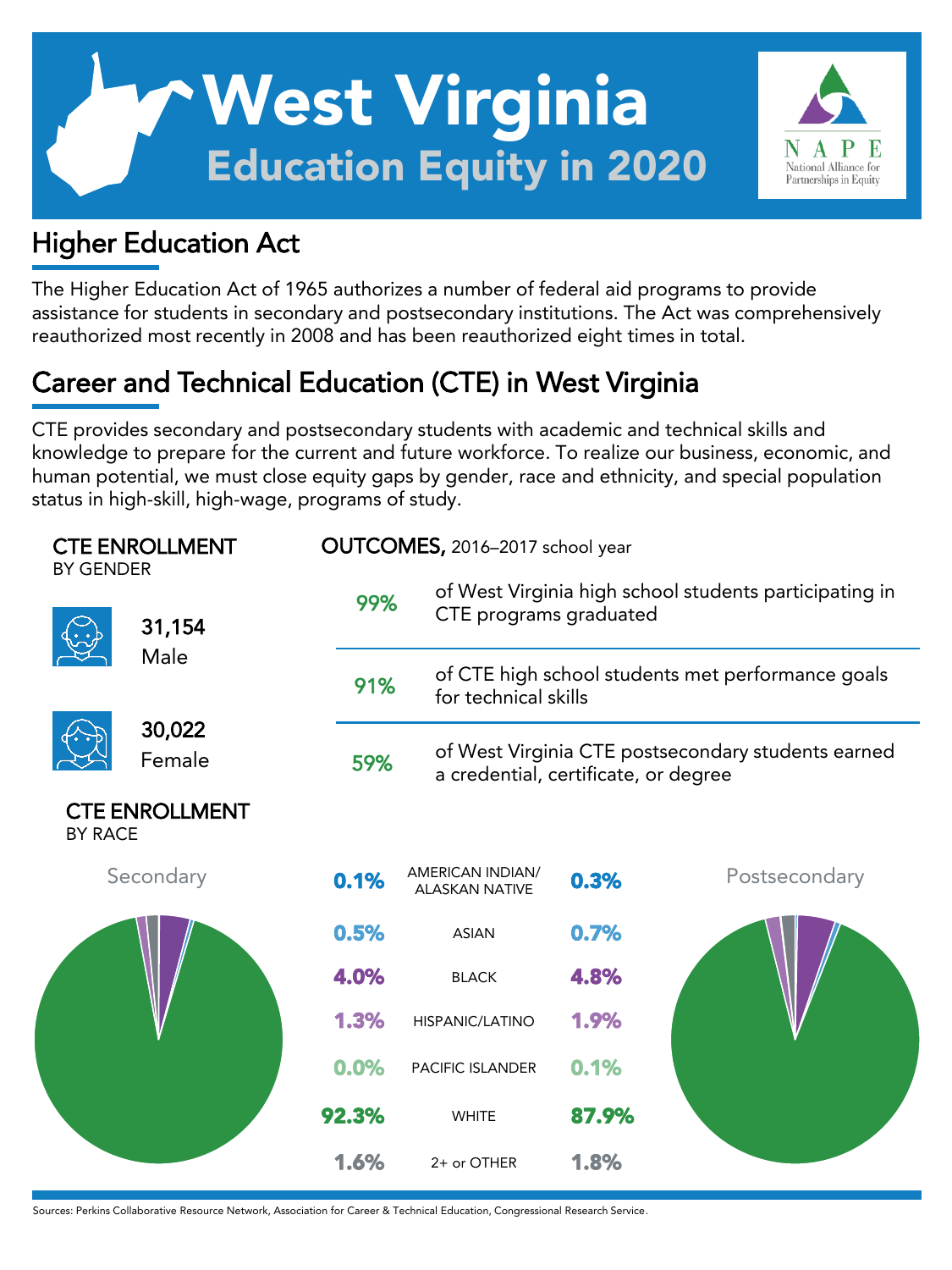# West Virginia

## Education Equity in 2020

NAPE
National Alliance for Partnerships in Equity

## Higher Education Act

The Higher Education Act of 1965 authorizes a number of federal aid programs to provide assistance for students in secondary and postsecondary institutions. The Act was comprehensively reauthorized most recently in 2008 and has been reauthorized eight times in total.

## Career and Technical Education (CTE) in West Virginia

CTE provides secondary and postsecondary students with academic and technical skills and knowledge to prepare for the current and future workforce. To realize our business, economic, and human potential, we must close equity gaps by gender, race and ethnicity, and special population status in high-skill, high-wage, programs of study.

### CTE ENROLLMENT BY GENDER

**31,154** Male

**30,022** Female

### OUTCOMES, 2016–2017 school year

**99%** of West Virginia high school students participating in CTE programs graduated

**91%** of CTE high school students met performance goals for technical skills

**59%** of West Virginia CTE postsecondary students earned a credential, certificate, or degree

### CTE ENROLLMENT BY RACE

| Secondary | | Postsecondary |
|---|---|---|
| 0.1% | AMERICAN INDIAN/ ALASKAN NATIVE | 0.3% |
| 0.5% | ASIAN | 0.7% |
| 4.0% | BLACK | 4.8% |
| 1.3% | HISPANIC/LATINO | 1.9% |
| 0.0% | PACIFIC ISLANDER | 0.1% |
| 92.3% | WHITE | 87.9% |
| 1.6% | 2+ or OTHER | 1.8% |

Sources: Perkins Collaborative Resource Network, Association for Career & Technical Education, Congressional Research Service.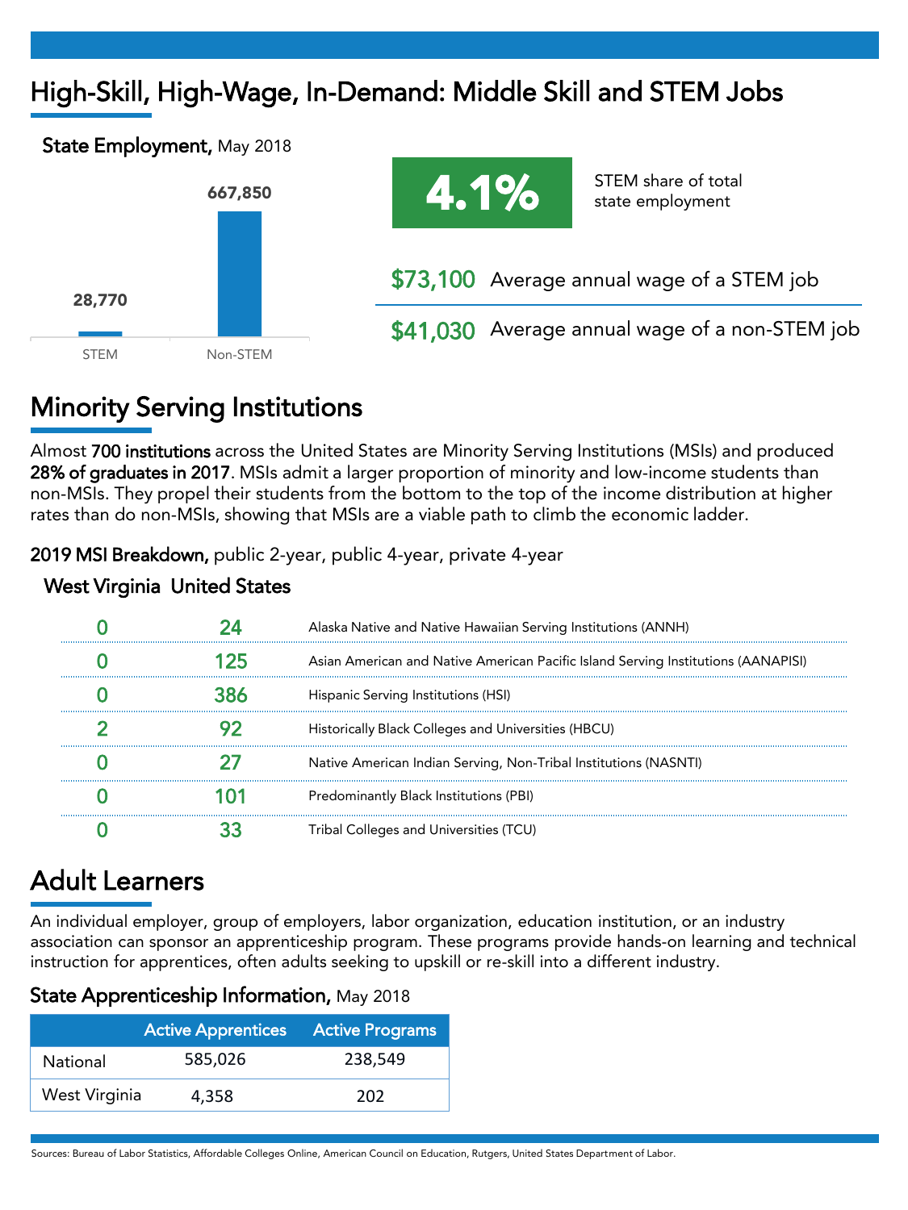# High-Skill, High-Wage, In-Demand: Middle Skill and STEM Jobs

**State Employment,** May 2018

| | STEM | Non-STEM |
|---|---|---|
| Employment | 28,770 | 667,850 |

**4.1%** STEM share of total state employment

**$73,100** Average annual wage of a STEM job

**$41,030** Average annual wage of a non-STEM job

# Minority Serving Institutions

Almost **700 institutions** across the United States are Minority Serving Institutions (MSIs) and produced **28% of graduates in 2017**. MSIs admit a larger proportion of minority and low-income students than non-MSIs. They propel their students from the bottom to the top of the income distribution at higher rates than do non-MSIs, showing that MSIs are a viable path to climb the economic ladder.

**2019 MSI Breakdown,** public 2-year, public 4-year, private 4-year

| West Virginia | United States | |
|---|---|---|
| 0 | 24 | Alaska Native and Native Hawaiian Serving Institutions (ANNH) |
| 0 | 125 | Asian American and Native American Pacific Island Serving Institutions (AANAPISI) |
| 0 | 386 | Hispanic Serving Institutions (HSI) |
| 2 | 92 | Historically Black Colleges and Universities (HBCU) |
| 0 | 27 | Native American Indian Serving, Non-Tribal Institutions (NASNTI) |
| 0 | 101 | Predominantly Black Institutions (PBI) |
| 0 | 33 | Tribal Colleges and Universities (TCU) |

# Adult Learners

An individual employer, group of employers, labor organization, education institution, or an industry association can sponsor an apprenticeship program. These programs provide hands-on learning and technical instruction for apprentices, often adults seeking to upskill or re-skill into a different industry.

**State Apprenticeship Information,** May 2018

| | Active Apprentices | Active Programs |
|---|---|---|
| National | 585,026 | 238,549 |
| West Virginia | 4,358 | 202 |

Sources: Bureau of Labor Statistics, Affordable Colleges Online, American Council on Education, Rutgers, United States Department of Labor.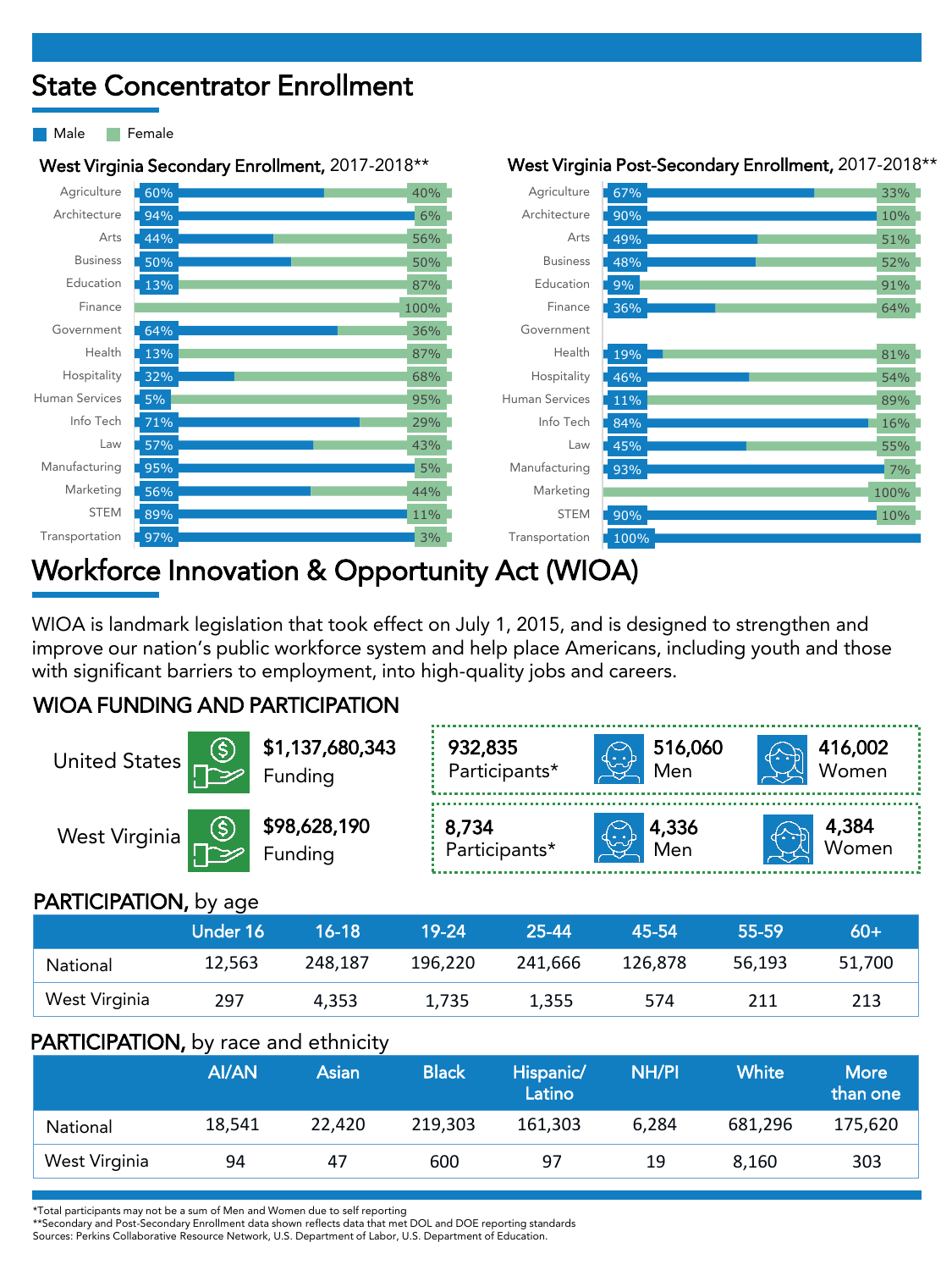# State Concentrator Enrollment

Male | Female

### West Virginia Secondary Enrollment, 2017-2018**

| Field | Male | Female |
|---|---|---|
| Agriculture | 60% | 40% |
| Architecture | 94% | 6% |
| Arts | 44% | 56% |
| Business | 50% | 50% |
| Education | 13% | 87% |
| Finance | | 100% |
| Government | 64% | 36% |
| Health | 13% | 87% |
| Hospitality | 32% | 68% |
| Human Services | 5% | 95% |
| Info Tech | 71% | 29% |
| Law | 57% | 43% |
| Manufacturing | 95% | 5% |
| Marketing | 56% | 44% |
| STEM | 89% | 11% |
| Transportation | 97% | 3% |

### West Virginia Post-Secondary Enrollment, 2017-2018**

| Field | Male | Female |
|---|---|---|
| Agriculture | 67% | 33% |
| Architecture | 90% | 10% |
| Arts | 49% | 51% |
| Business | 48% | 52% |
| Education | 9% | 91% |
| Finance | 36% | 64% |
| Government | | |
| Health | 19% | 81% |
| Hospitality | 46% | 54% |
| Human Services | 11% | 89% |
| Info Tech | 84% | 16% |
| Law | 45% | 55% |
| Manufacturing | 93% | 7% |
| Marketing | | 100% |
| STEM | 90% | 10% |
| Transportation | 100% | |

# Workforce Innovation & Opportunity Act (WIOA)

WIOA is landmark legislation that took effect on July 1, 2015, and is designed to strengthen and improve our nation's public workforce system and help place Americans, including youth and those with significant barriers to employment, into high-quality jobs and careers.

## WIOA FUNDING AND PARTICIPATION

| | Funding | Participants* | Men | Women |
|---|---|---|---|---|
| United States | $1,137,680,343 | 932,835 | 516,060 | 416,002 |
| West Virginia | $98,628,190 | 8,734 | 4,336 | 4,384 |

## PARTICIPATION, by age

| | Under 16 | 16-18 | 19-24 | 25-44 | 45-54 | 55-59 | 60+ |
|---|---|---|---|---|---|---|---|
| National | 12,563 | 248,187 | 196,220 | 241,666 | 126,878 | 56,193 | 51,700 |
| West Virginia | 297 | 4,353 | 1,735 | 1,355 | 574 | 211 | 213 |

## PARTICIPATION, by race and ethnicity

| | AI/AN | Asian | Black | Hispanic/ Latino | NH/PI | White | More than one |
|---|---|---|---|---|---|---|---|
| National | 18,541 | 22,420 | 219,303 | 161,303 | 6,284 | 681,296 | 175,620 |
| West Virginia | 94 | 47 | 600 | 97 | 19 | 8,160 | 303 |

*Total participants may not be a sum of Men and Women due to self reporting
**Secondary and Post-Secondary Enrollment data shown reflects data that met DOL and DOE reporting standards
Sources: Perkins Collaborative Resource Network, U.S. Department of Labor, U.S. Department of Education.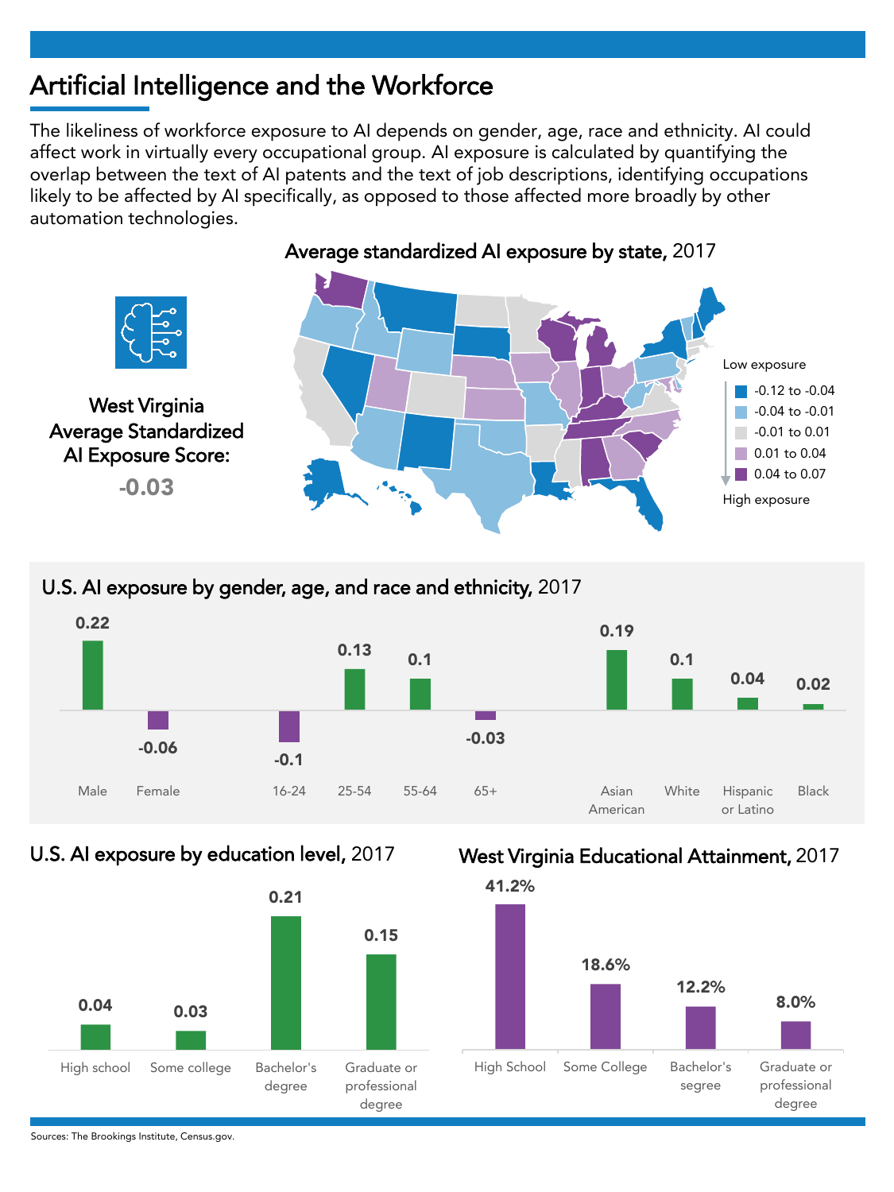# Artificial Intelligence and the Workforce

The likeliness of workforce exposure to AI depends on gender, age, race and ethnicity. AI could affect work in virtually every occupational group. AI exposure is calculated by quantifying the overlap between the text of AI patents and the text of job descriptions, identifying occupations likely to be affected by AI specifically, as opposed to those affected more broadly by other automation technologies.

West Virginia Average Standardized AI Exposure Score:

**-0.03**

## Average standardized AI exposure by state, 2017

Low exposure

-0.12 to -0.04

-0.04 to -0.01

-0.01 to 0.01

0.01 to 0.04

0.04 to 0.07

High exposure

## U.S. AI exposure by gender, age, and race and ethnicity, 2017

Male 0.22

Female -0.06

16-24 -0.1

25-54 0.13

55-64 0.1

65+ -0.03

Asian American 0.19

White 0.1

Hispanic or Latino 0.04

Black 0.02

## U.S. AI exposure by education level, 2017

High school 0.04

Some college 0.03

Bachelor's degree 0.21

Graduate or professional degree 0.15

## West Virginia Educational Attainment, 2017

High School 41.2%

Some College 18.6%

Bachelor's segree 12.2%

Graduate or professional degree 8.0%

Sources: The Brookings Institute, Census.gov.